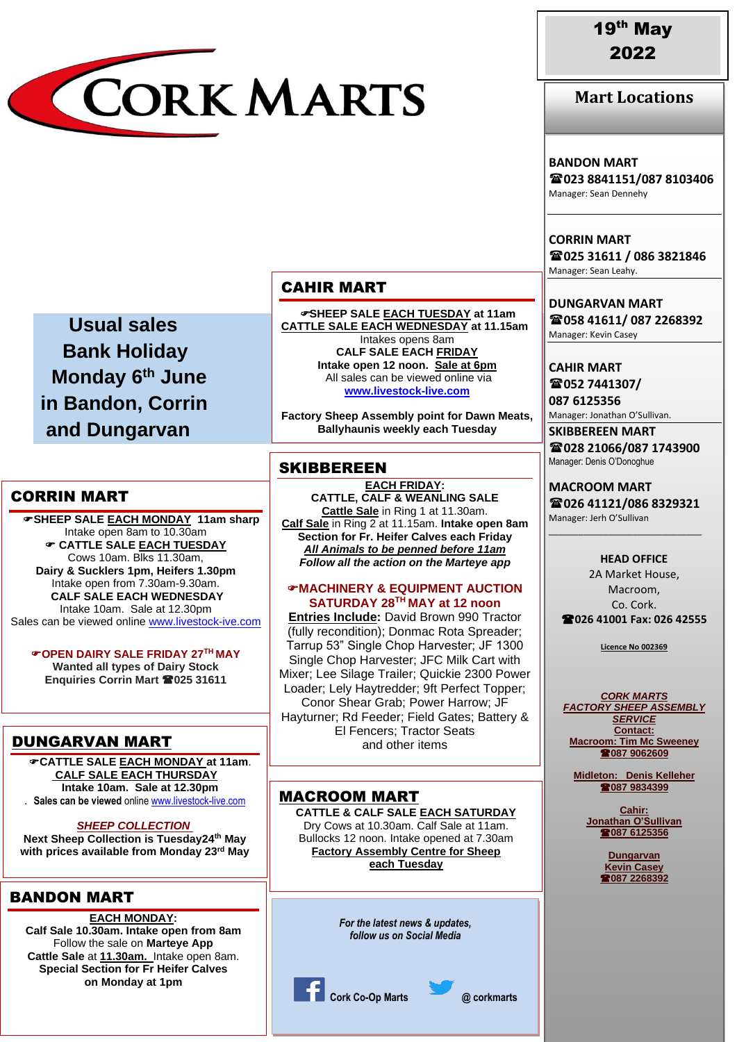# CORK MARTS

**19th May 2022**

## Mart Locations

**BANDON MART**
☎023 8841151/087 8103406
Manager: Sean Dennehy

**CORRIN MART**
☎025 31611 / 086 3821846
Manager: Sean Leahy.

**DUNGARVAN MART**
☎058 41611/ 087 2268392
Manager: Kevin Casey

**CAHIR MART**
☎052 7441307/ 087 6125356
Manager: Jonathan O'Sullivan.

**SKIBBEREEN MART**
☎028 21066/087 1743900
Manager: Denis O'Donoghue

**MACROOM MART**
☎026 41121/086 8329321
Manager: Jerh O'Sullivan

**HEAD OFFICE**
2A Market House,
Macroom,
Co. Cork.
**☎026 41001 Fax: 026 42555**

Licence No 002369

***CORK MARTS FACTORY SHEEP ASSEMBLY SERVICE***
**Contact:**
**Macroom: Tim Mc Sweeney ☎087 9062609**
**Midleton: Denis Kelleher ☎087 9834399**
**Cahir: Jonathan O'Sullivan ☎087 6125356**
**Dungarvan Kevin Casey ☎087 2268392**

**Usual sales Bank Holiday Monday 6th June in Bandon, Corrin and Dungarvan**

## CAHIR MART

☞**SHEEP SALE EACH TUESDAY at 11am**
**CATTLE SALE EACH WEDNESDAY at 11.15am**
Intakes opens 8am
**CALF SALE EACH FRIDAY**
**Intake open 12 noon. Sale at 6pm**
All sales can be viewed online via
www.livestock-live.com

**Factory Sheep Assembly point for Dawn Meats, Ballyhaunis weekly each Tuesday**

## CORRIN MART

☞**SHEEP SALE EACH MONDAY 11am sharp**
Intake open 8am to 10.30am
☞ **CATTLE SALE EACH TUESDAY**
Cows 10am. Blks 11.30am,
**Dairy & Sucklers 1pm, Heifers 1.30pm**
Intake open from 7.30am-9.30am.
**CALF SALE EACH WEDNESDAY**
Intake 10am. Sale at 12.30pm
Sales can be viewed online www.livestock-ive.com

☞**OPEN DAIRY SALE FRIDAY 27TH MAY**
**Wanted all types of Dairy Stock**
**Enquiries Corrin Mart ☎025 31611**

## DUNGARVAN MART

☞**CATTLE SALE EACH MONDAY at 11am.**
**CALF SALE EACH THURSDAY**
**Intake 10am. Sale at 12.30pm**
**Sales can be viewed** online www.livestock-live.com

***SHEEP COLLECTION***
**Next Sheep Collection is Tuesday24th May with prices available from Monday 23rd May**

## BANDON MART

**EACH MONDAY:**
**Calf Sale 10.30am. Intake open from 8am**
Follow the sale on **Marteye App**
**Cattle Sale** at **11.30am.** Intake open 8am.
**Special Section for Fr Heifer Calves on Monday at 1pm**

## SKIBBEREEN

**EACH FRIDAY:**
**CATTLE, CALF & WEANLING SALE**
**Calf Sale** in Ring 2 at 11.15am. **Intake open 8am**
**Section for Fr. Heifer Calves each Friday**
***All Animals to be penned before 11am***
***Follow all the action on the Marteye app***

☞**MACHINERY & EQUIPMENT AUCTION SATURDAY 28TH MAY at 12 noon**
**Entries Include:** David Brown 990 Tractor (fully recondition); Donmac Rota Spreader; Tarrup 53" Single Chop Harvester; JF 1300 Single Chop Harvester; JFC Milk Cart with Mixer; Lee Silage Trailer; Quickie 2300 Power Loader; Lely Haytredder; 9ft Perfect Topper; Conor Shear Grab; Power Harrow; JF Hayturner; Rd Feeder; Field Gates; Battery & El Fencers; Tractor Seats and other items

## MACROOM MART

**CATTLE & CALF SALE EACH SATURDAY**
Dry Cows at 10.30am. Calf Sale at 11am.
Bullocks 12 noon. Intake opened at 7.30am
**Factory Assembly Centre for Sheep each Tuesday**

*For the latest news & updates, follow us on Social Media*

Cork Co-Op Marts @ corkmarts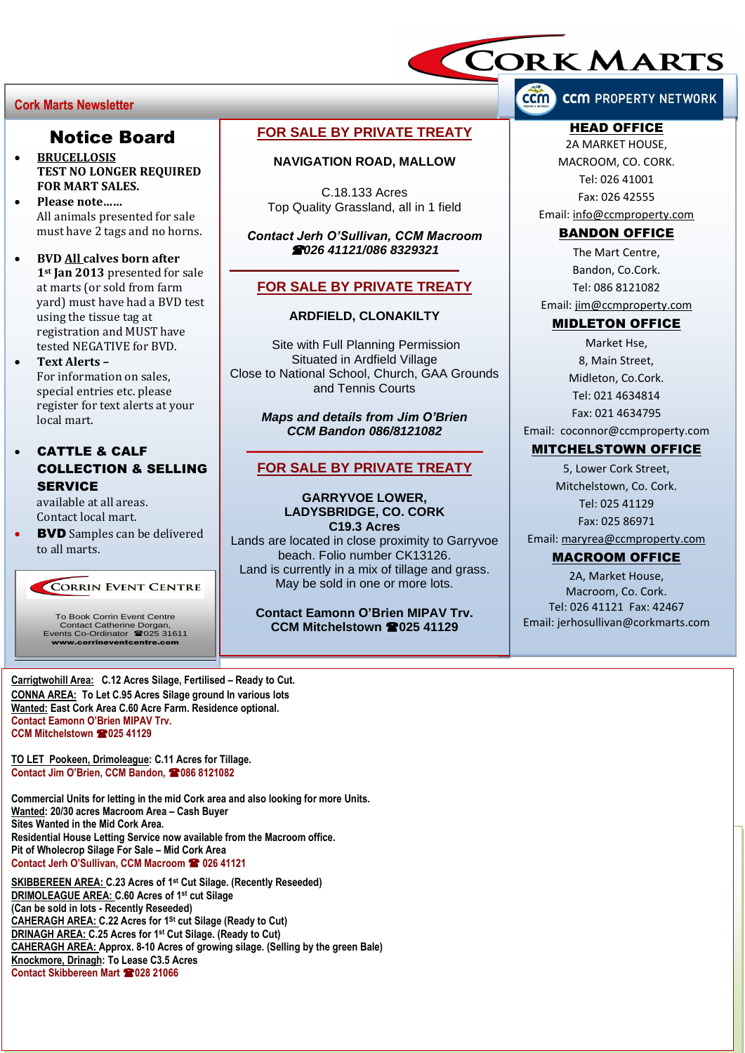# Cork Marts

**Cork Marts Newsletter** — ccm PROPERTY NETWORK

## Notice Board

- **BRUCELLOSIS** **TEST NO LONGER REQUIRED FOR MART SALES.**
- **Please note……** All animals presented for sale must have 2 tags and no horns.
- **BVD All calves born after 1st Jan 2013** presented for sale at marts (or sold from farm yard) must have had a BVD test using the tissue tag at registration and MUST have tested NEGATIVE for BVD.
- **Text Alerts –** For information on sales, special entries etc. please register for text alerts at your local mart.
- **CATTLE & CALF COLLECTION & SELLING SERVICE** available at all areas. Contact local mart.
- **BVD** Samples can be delivered to all marts.

**CORRIN EVENT CENTRE**

To Book Corrin Event Centre
Contact Catherine Dorgan,
Events Co-Ordinator ☎025 31611
**www.corrineventcentre.com**

## FOR SALE BY PRIVATE TREATY

**NAVIGATION ROAD, MALLOW**

C.18.133 Acres
Top Quality Grassland, all in 1 field

***Contact Jerh O'Sullivan, CCM Macroom ☎026 41121/086 8329321***

## FOR SALE BY PRIVATE TREATY

**ARDFIELD, CLONAKILTY**

Site with Full Planning Permission
Situated in Ardfield Village
Close to National School, Church, GAA Grounds and Tennis Courts

***Maps and details from Jim O'Brien CCM Bandon 086/8121082***

## FOR SALE BY PRIVATE TREATY

**GARRYVOE LOWER, LADYSBRIDGE, CO. CORK**
**C19.3 Acres**
Lands are located in close proximity to Garryvoe beach. Folio number CK13126.
Land is currently in a mix of tillage and grass.
May be sold in one or more lots.

**Contact Eamonn O'Brien MIPAV Trv. CCM Mitchelstown ☎025 41129**

## HEAD OFFICE

2A MARKET HOUSE,
MACROOM, CO. CORK.
Tel: 026 41001
Fax: 026 42555
Email: info@ccmproperty.com

## BANDON OFFICE

The Mart Centre,
Bandon, Co.Cork.
Tel: 086 8121082
Email: jim@ccmproperty.com

## MIDLETON OFFICE

Market Hse,
8, Main Street,
Midleton, Co.Cork.
Tel: 021 4634814
Fax: 021 4634795
Email: coconnor@ccmproperty.com

## MITCHELSTOWN OFFICE

5, Lower Cork Street,
Mitchelstown, Co. Cork.
Tel: 025 41129
Fax: 025 86971
Email: maryrea@ccmproperty.com

## MACROOM OFFICE

2A, Market House,
Macroom, Co. Cork.
Tel: 026 41121 Fax: 42467
Email: jerhosullivan@corkmarts.com

---

**Carrigtwohill Area: C.12 Acres Silage, Fertilised – Ready to Cut.**
**CONNA AREA: To Let C.95 Acres Silage ground In various lots**
**Wanted: East Cork Area C.60 Acre Farm. Residence optional.**
**Contact Eamonn O'Brien MIPAV Trv.**
**CCM Mitchelstown ☎025 41129**

**TO LET Pookeen, Drimoleague: C.11 Acres for Tillage.**
**Contact Jim O'Brien, CCM Bandon, ☎086 8121082**

**Commercial Units for letting in the mid Cork area and also looking for more Units.**
**Wanted: 20/30 acres Macroom Area – Cash Buyer**
**Sites Wanted in the Mid Cork Area.**
**Residential House Letting Service now available from the Macroom office.**
**Pit of Wholecrop Silage For Sale – Mid Cork Area**
**Contact Jerh O'Sullivan, CCM Macroom ☎ 026 41121**

**SKIBBEREEN AREA: C.23 Acres of 1st Cut Silage. (Recently Reseeded)**
**DRIMOLEAGUE AREA: C.60 Acres of 1st cut Silage**
**(Can be sold in lots - Recently Reseeded)**
**CAHERAGH AREA: C.22 Acres for 1St cut Silage (Ready to Cut)**
**DRINAGH AREA: C.25 Acres for 1st Cut Silage. (Ready to Cut)**
**CAHERAGH AREA: Approx. 8-10 Acres of growing silage. (Selling by the green Bale)**
**Knockmore, Drinagh: To Lease C3.5 Acres**
**Contact Skibbereen Mart ☎028 21066**